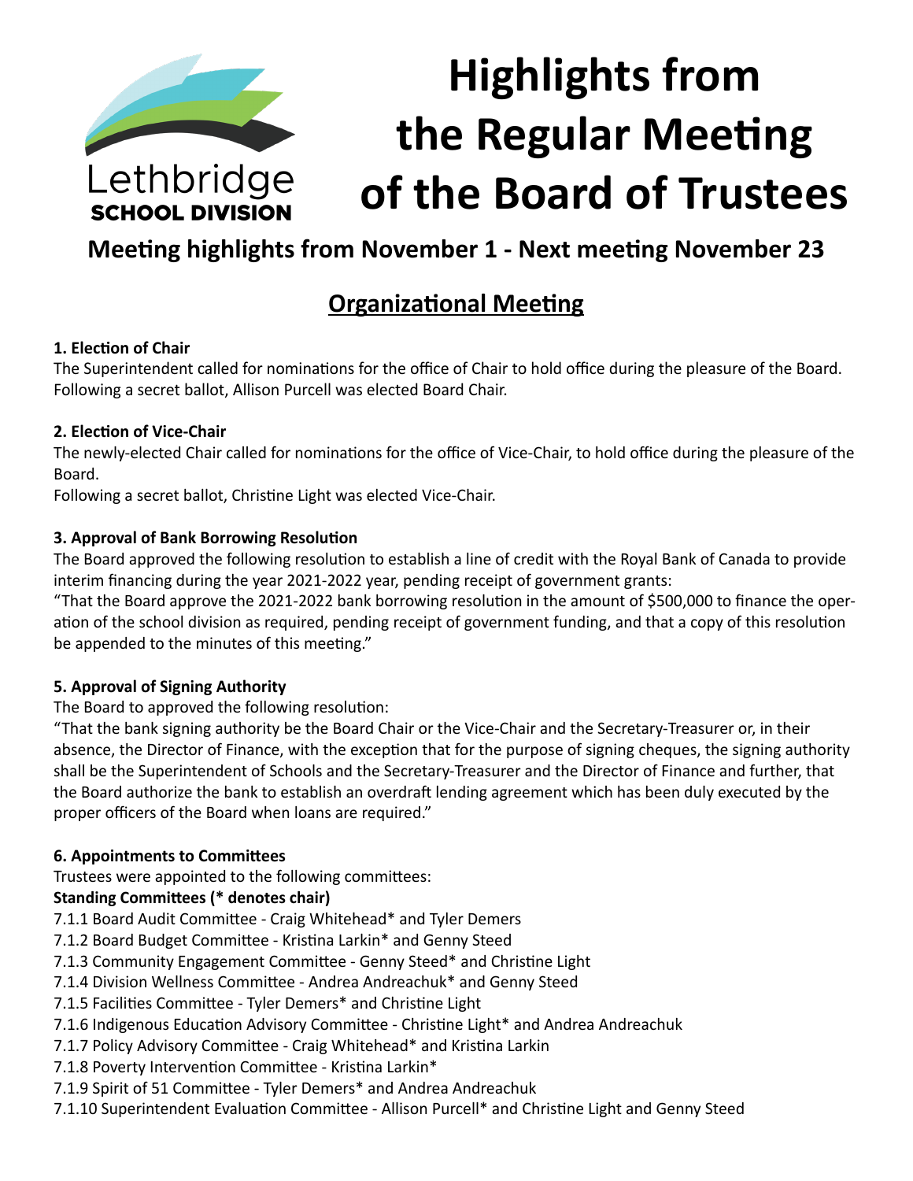Lethbridge
**SCHOOL DIVISION**

# Highlights from the Regular Meeting of the Board of Trustees

## Meeting highlights from November 1 - Next meeting November 23

## Organizational Meeting

**1. Election of Chair**

The Superintendent called for nominations for the office of Chair to hold office during the pleasure of the Board. Following a secret ballot, Allison Purcell was elected Board Chair.

**2. Election of Vice-Chair**

The newly-elected Chair called for nominations for the office of Vice-Chair, to hold office during the pleasure of the Board.

Following a secret ballot, Christine Light was elected Vice-Chair.

**3. Approval of Bank Borrowing Resolution**

The Board approved the following resolution to establish a line of credit with the Royal Bank of Canada to provide interim financing during the year 2021-2022 year, pending receipt of government grants:

"That the Board approve the 2021-2022 bank borrowing resolution in the amount of $500,000 to finance the operation of the school division as required, pending receipt of government funding, and that a copy of this resolution be appended to the minutes of this meeting."

**5. Approval of Signing Authority**

The Board to approved the following resolution:

"That the bank signing authority be the Board Chair or the Vice-Chair and the Secretary-Treasurer or, in their absence, the Director of Finance, with the exception that for the purpose of signing cheques, the signing authority shall be the Superintendent of Schools and the Secretary-Treasurer and the Director of Finance and further, that the Board authorize the bank to establish an overdraft lending agreement which has been duly executed by the proper officers of the Board when loans are required."

**6. Appointments to Committees**

Trustees were appointed to the following committees:

**Standing Committees (* denotes chair)**

7.1.1 Board Audit Committee - Craig Whitehead* and Tyler Demers
7.1.2 Board Budget Committee - Kristina Larkin* and Genny Steed
7.1.3 Community Engagement Committee - Genny Steed* and Christine Light
7.1.4 Division Wellness Committee - Andrea Andreachuk* and Genny Steed
7.1.5 Facilities Committee - Tyler Demers* and Christine Light
7.1.6 Indigenous Education Advisory Committee - Christine Light* and Andrea Andreachuk
7.1.7 Policy Advisory Committee - Craig Whitehead* and Kristina Larkin
7.1.8 Poverty Intervention Committee - Kristina Larkin*
7.1.9 Spirit of 51 Committee - Tyler Demers* and Andrea Andreachuk
7.1.10 Superintendent Evaluation Committee - Allison Purcell* and Christine Light and Genny Steed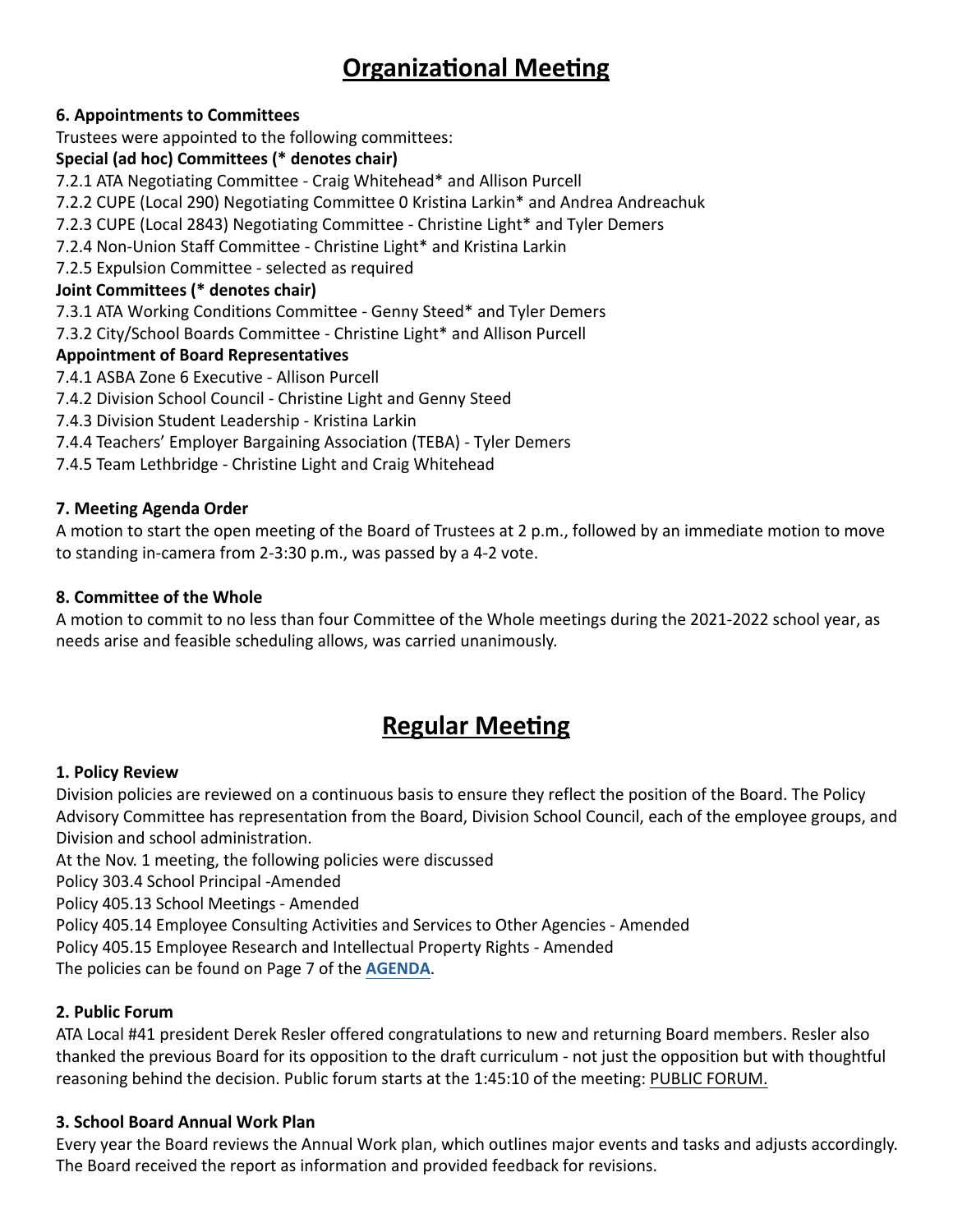# Organizational Meeting

**6. Appointments to Committees**

Trustees were appointed to the following committees:

**Special (ad hoc) Committees (* denotes chair)**

7.2.1 ATA Negotiating Committee - Craig Whitehead* and Allison Purcell
7.2.2 CUPE (Local 290) Negotiating Committee 0 Kristina Larkin* and Andrea Andreachuk
7.2.3 CUPE (Local 2843) Negotiating Committee - Christine Light* and Tyler Demers
7.2.4 Non-Union Staff Committee - Christine Light* and Kristina Larkin
7.2.5 Expulsion Committee - selected as required

**Joint Committees (* denotes chair)**

7.3.1 ATA Working Conditions Committee - Genny Steed* and Tyler Demers
7.3.2 City/School Boards Committee - Christine Light* and Allison Purcell

**Appointment of Board Representatives**

7.4.1 ASBA Zone 6 Executive - Allison Purcell
7.4.2 Division School Council - Christine Light and Genny Steed
7.4.3 Division Student Leadership - Kristina Larkin
7.4.4 Teachers' Employer Bargaining Association (TEBA) - Tyler Demers
7.4.5 Team Lethbridge - Christine Light and Craig Whitehead

**7. Meeting Agenda Order**

A motion to start the open meeting of the Board of Trustees at 2 p.m., followed by an immediate motion to move to standing in-camera from 2-3:30 p.m., was passed by a 4-2 vote.

**8. Committee of the Whole**

A motion to commit to no less than four Committee of the Whole meetings during the 2021-2022 school year, as needs arise and feasible scheduling allows, was carried unanimously.

# Regular Meeting

**1. Policy Review**

Division policies are reviewed on a continuous basis to ensure they reflect the position of the Board. The Policy Advisory Committee has representation from the Board, Division School Council, each of the employee groups, and Division and school administration.

At the Nov. 1 meeting, the following policies were discussed

Policy 303.4 School Principal -Amended
Policy 405.13 School Meetings - Amended
Policy 405.14 Employee Consulting Activities and Services to Other Agencies - Amended
Policy 405.15 Employee Research and Intellectual Property Rights - Amended
The policies can be found on Page 7 of the **AGENDA**.

**2. Public Forum**

ATA Local #41 president Derek Resler offered congratulations to new and returning Board members. Resler also thanked the previous Board for its opposition to the draft curriculum - not just the opposition but with thoughtful reasoning behind the decision. Public forum starts at the 1:45:10 of the meeting: PUBLIC FORUM.

**3. School Board Annual Work Plan**

Every year the Board reviews the Annual Work plan, which outlines major events and tasks and adjusts accordingly. The Board received the report as information and provided feedback for revisions.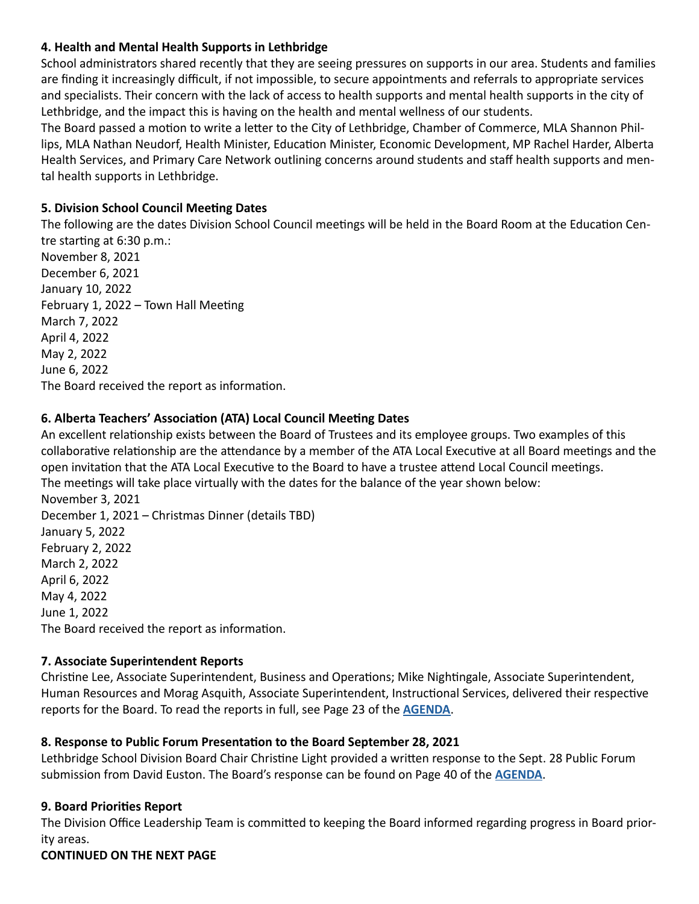### 4. Health and Mental Health Supports in Lethbridge

School administrators shared recently that they are seeing pressures on supports in our area. Students and families are finding it increasingly difficult, if not impossible, to secure appointments and referrals to appropriate services and specialists. Their concern with the lack of access to health supports and mental health supports in the city of Lethbridge, and the impact this is having on the health and mental wellness of our students.

The Board passed a motion to write a letter to the City of Lethbridge, Chamber of Commerce, MLA Shannon Phillips, MLA Nathan Neudorf, Health Minister, Education Minister, Economic Development, MP Rachel Harder, Alberta Health Services, and Primary Care Network outlining concerns around students and staff health supports and mental health supports in Lethbridge.

### 5. Division School Council Meeting Dates

The following are the dates Division School Council meetings will be held in the Board Room at the Education Centre starting at 6:30 p.m.:

November 8, 2021
December 6, 2021
January 10, 2022
February 1, 2022 – Town Hall Meeting
March 7, 2022
April 4, 2022
May 2, 2022
June 6, 2022

The Board received the report as information.

### 6. Alberta Teachers' Association (ATA) Local Council Meeting Dates

An excellent relationship exists between the Board of Trustees and its employee groups. Two examples of this collaborative relationship are the attendance by a member of the ATA Local Executive at all Board meetings and the open invitation that the ATA Local Executive to the Board to have a trustee attend Local Council meetings.

The meetings will take place virtually with the dates for the balance of the year shown below:

November 3, 2021
December 1, 2021 – Christmas Dinner (details TBD)
January 5, 2022
February 2, 2022
March 2, 2022
April 6, 2022
May 4, 2022
June 1, 2022

The Board received the report as information.

### 7. Associate Superintendent Reports

Christine Lee, Associate Superintendent, Business and Operations; Mike Nightingale, Associate Superintendent, Human Resources and Morag Asquith, Associate Superintendent, Instructional Services, delivered their respective reports for the Board. To read the reports in full, see Page 23 of the **AGENDA**.

### 8. Response to Public Forum Presentation to the Board September 28, 2021

Lethbridge School Division Board Chair Christine Light provided a written response to the Sept. 28 Public Forum submission from David Euston. The Board's response can be found on Page 40 of the **AGENDA**.

### 9. Board Priorities Report

The Division Office Leadership Team is committed to keeping the Board informed regarding progress in Board priority areas.

**CONTINUED ON THE NEXT PAGE**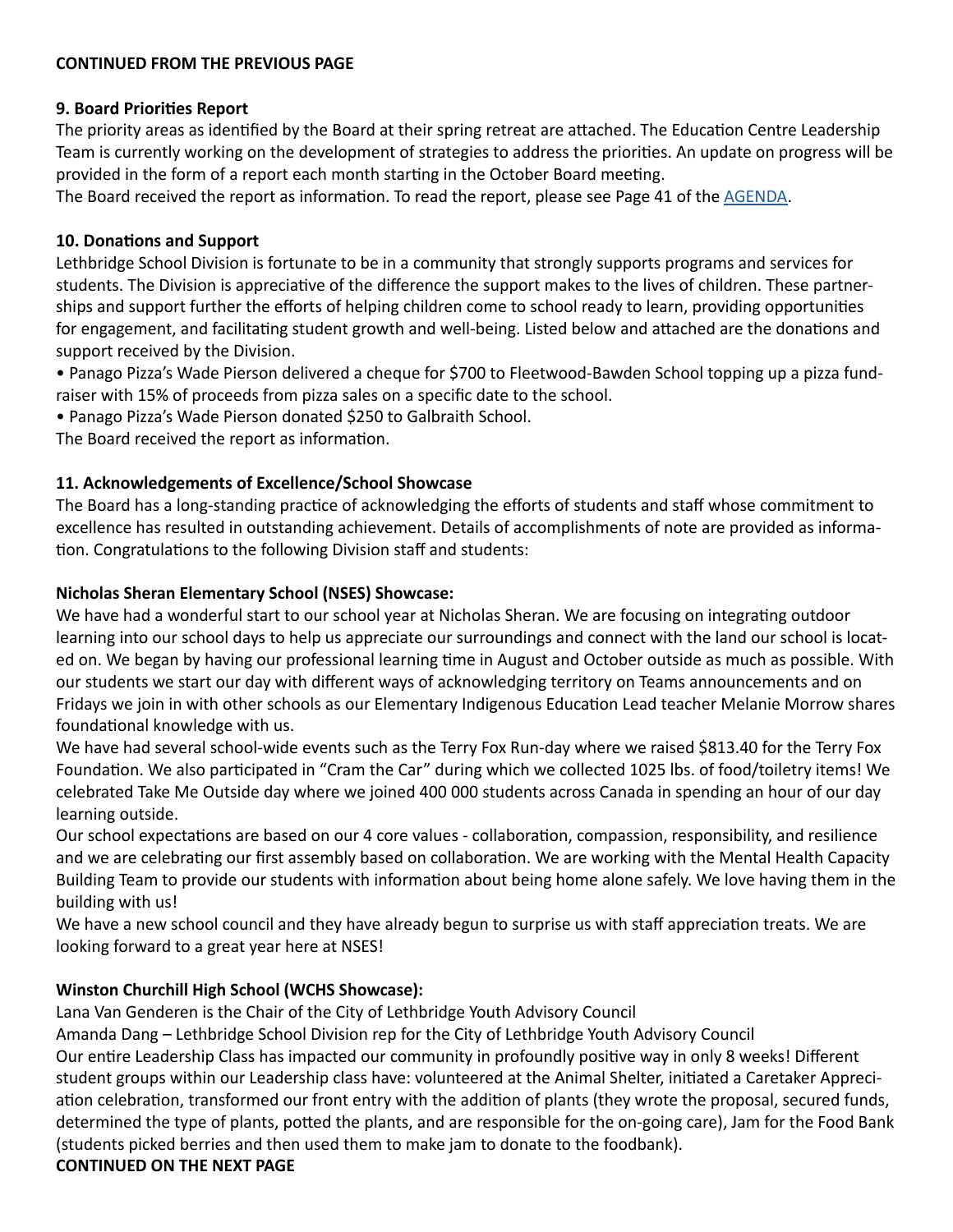**CONTINUED FROM THE PREVIOUS PAGE**

**9. Board Priorities Report**

The priority areas as identified by the Board at their spring retreat are attached. The Education Centre Leadership Team is currently working on the development of strategies to address the priorities. An update on progress will be provided in the form of a report each month starting in the October Board meeting.

The Board received the report as information. To read the report, please see Page 41 of the [AGENDA](#).

**10. Donations and Support**

Lethbridge School Division is fortunate to be in a community that strongly supports programs and services for students. The Division is appreciative of the difference the support makes to the lives of children. These partnerships and support further the efforts of helping children come to school ready to learn, providing opportunities for engagement, and facilitating student growth and well-being. Listed below and attached are the donations and support received by the Division.

- Panago Pizza's Wade Pierson delivered a cheque for $700 to Fleetwood-Bawden School topping up a pizza fundraiser with 15% of proceeds from pizza sales on a specific date to the school.
- Panago Pizza's Wade Pierson donated $250 to Galbraith School.

The Board received the report as information.

**11. Acknowledgements of Excellence/School Showcase**

The Board has a long-standing practice of acknowledging the efforts of students and staff whose commitment to excellence has resulted in outstanding achievement. Details of accomplishments of note are provided as information. Congratulations to the following Division staff and students:

**Nicholas Sheran Elementary School (NSES) Showcase:**

We have had a wonderful start to our school year at Nicholas Sheran. We are focusing on integrating outdoor learning into our school days to help us appreciate our surroundings and connect with the land our school is located on. We began by having our professional learning time in August and October outside as much as possible. With our students we start our day with different ways of acknowledging territory on Teams announcements and on Fridays we join in with other schools as our Elementary Indigenous Education Lead teacher Melanie Morrow shares foundational knowledge with us.

We have had several school-wide events such as the Terry Fox Run-day where we raised $813.40 for the Terry Fox Foundation. We also participated in "Cram the Car" during which we collected 1025 lbs. of food/toiletry items! We celebrated Take Me Outside day where we joined 400 000 students across Canada in spending an hour of our day learning outside.

Our school expectations are based on our 4 core values - collaboration, compassion, responsibility, and resilience and we are celebrating our first assembly based on collaboration. We are working with the Mental Health Capacity Building Team to provide our students with information about being home alone safely. We love having them in the building with us!

We have a new school council and they have already begun to surprise us with staff appreciation treats. We are looking forward to a great year here at NSES!

**Winston Churchill High School (WCHS Showcase):**

Lana Van Genderen is the Chair of the City of Lethbridge Youth Advisory Council

Amanda Dang – Lethbridge School Division rep for the City of Lethbridge Youth Advisory Council

Our entire Leadership Class has impacted our community in profoundly positive way in only 8 weeks! Different student groups within our Leadership class have: volunteered at the Animal Shelter, initiated a Caretaker Appreciation celebration, transformed our front entry with the addition of plants (they wrote the proposal, secured funds, determined the type of plants, potted the plants, and are responsible for the on-going care), Jam for the Food Bank (students picked berries and then used them to make jam to donate to the foodbank).

**CONTINUED ON THE NEXT PAGE**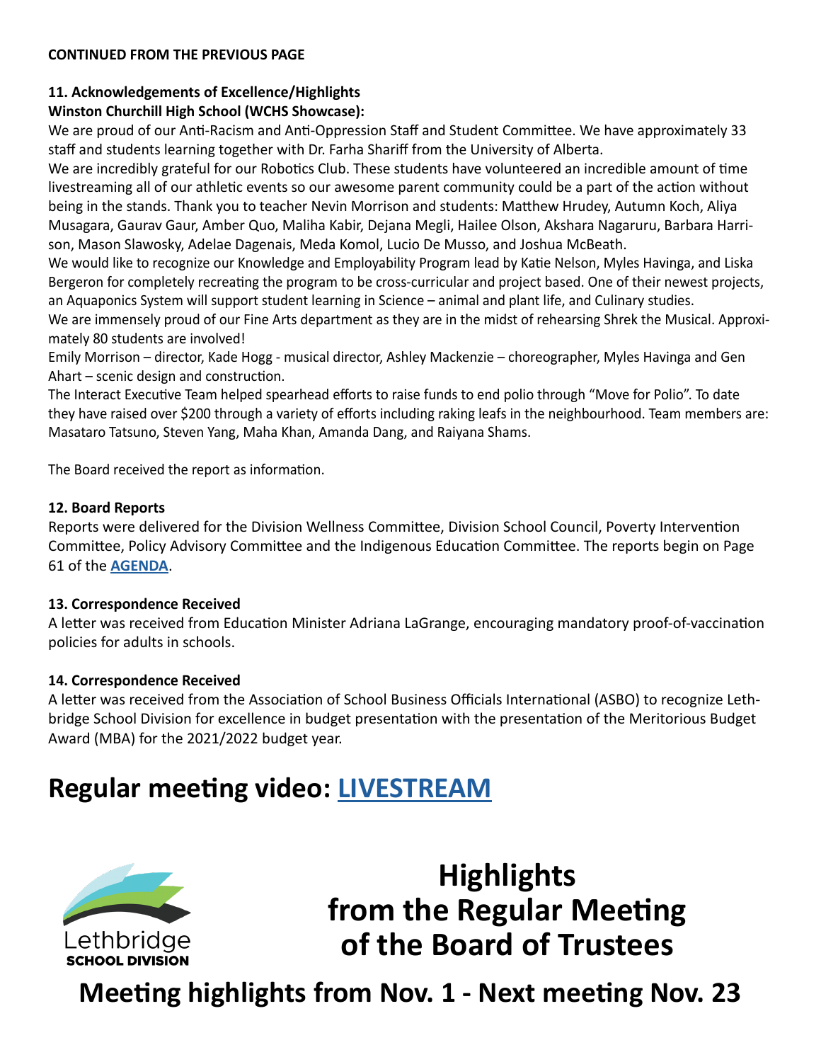**CONTINUED FROM THE PREVIOUS PAGE**

### 11. Acknowledgements of Excellence/Highlights

**Winston Churchill High School (WCHS Showcase):**

We are proud of our Anti-Racism and Anti-Oppression Staff and Student Committee. We have approximately 33 staff and students learning together with Dr. Farha Shariff from the University of Alberta.

We are incredibly grateful for our Robotics Club. These students have volunteered an incredible amount of time livestreaming all of our athletic events so our awesome parent community could be a part of the action without being in the stands. Thank you to teacher Nevin Morrison and students: Matthew Hrudey, Autumn Koch, Aliya Musagara, Gaurav Gaur, Amber Quo, Maliha Kabir, Dejana Megli, Hailee Olson, Akshara Nagaruru, Barbara Harrison, Mason Slawosky, Adelae Dagenais, Meda Komol, Lucio De Musso, and Joshua McBeath.

We would like to recognize our Knowledge and Employability Program lead by Katie Nelson, Myles Havinga, and Liska Bergeron for completely recreating the program to be cross-curricular and project based. One of their newest projects, an Aquaponics System will support student learning in Science – animal and plant life, and Culinary studies.

We are immensely proud of our Fine Arts department as they are in the midst of rehearsing Shrek the Musical. Approximately 80 students are involved!

Emily Morrison – director, Kade Hogg - musical director, Ashley Mackenzie – choreographer, Myles Havinga and Gen Ahart – scenic design and construction.

The Interact Executive Team helped spearhead efforts to raise funds to end polio through "Move for Polio". To date they have raised over $200 through a variety of efforts including raking leafs in the neighbourhood. Team members are: Masataro Tatsuno, Steven Yang, Maha Khan, Amanda Dang, and Raiyana Shams.

The Board received the report as information.

### 12. Board Reports

Reports were delivered for the Division Wellness Committee, Division School Council, Poverty Intervention Committee, Policy Advisory Committee and the Indigenous Education Committee. The reports begin on Page 61 of the **AGENDA**.

### 13. Correspondence Received

A letter was received from Education Minister Adriana LaGrange, encouraging mandatory proof-of-vaccination policies for adults in schools.

### 14. Correspondence Received

A letter was received from the Association of School Business Officials International (ASBO) to recognize Lethbridge School Division for excellence in budget presentation with the presentation of the Meritorious Budget Award (MBA) for the 2021/2022 budget year.

## Regular meeting video: LIVESTREAM

Lethbridge
SCHOOL DIVISION

# Highlights from the Regular Meeting of the Board of Trustees

## Meeting highlights from Nov. 1 - Next meeting Nov. 23